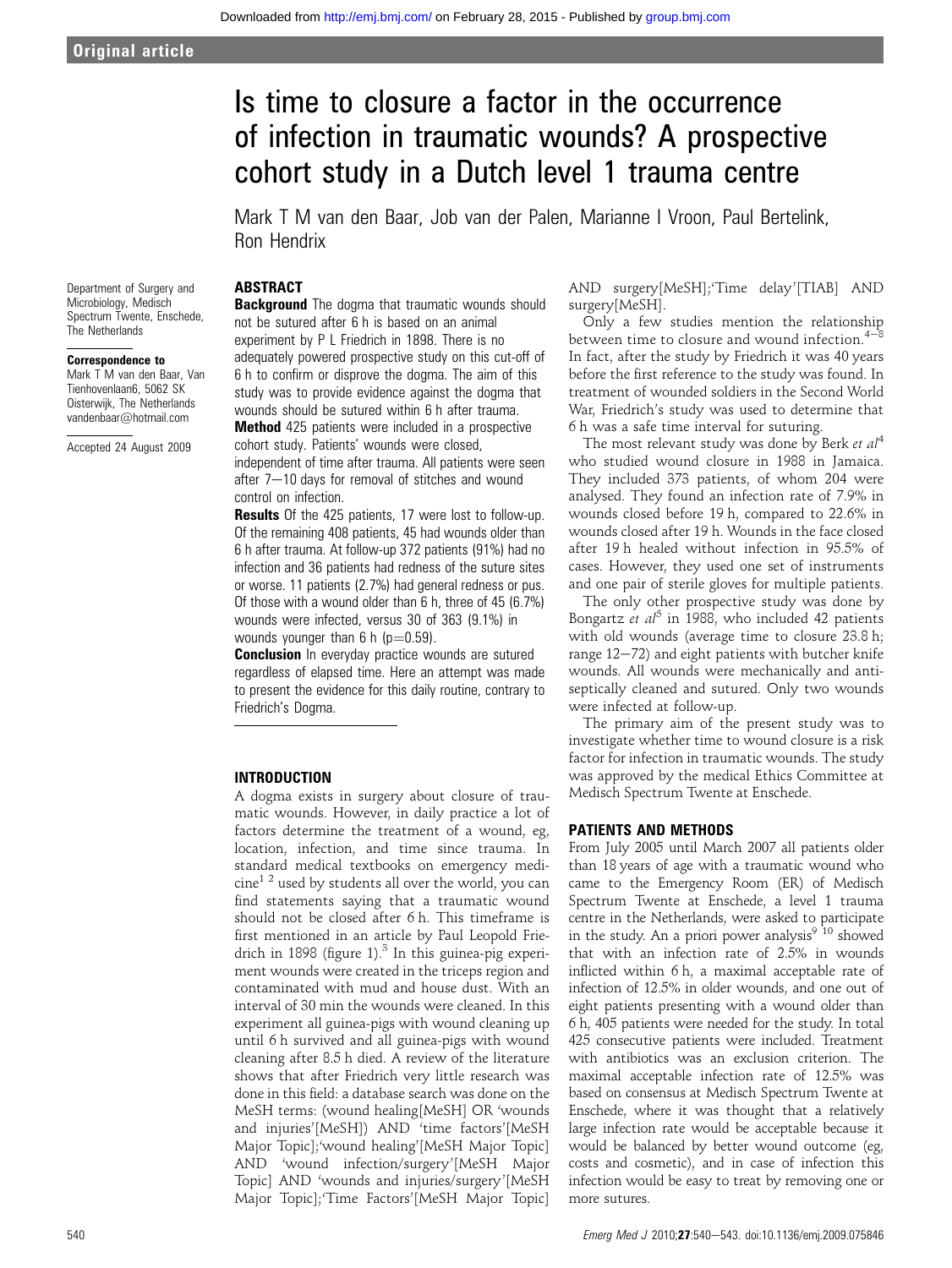Original article

# Is time to closure a factor in the occurrence of infection in traumatic wounds? A prospective cohort study in a Dutch level 1 trauma centre

Mark T M van den Baar, Job van der Palen, Marianne I Vroon, Paul Bertelink, Ron Hendrix

Department of Surgery and Microbiology, Medisch Spectrum Twente, Enschede, The Netherlands

**Correspondence to**
Mark T M van den Baar, Van Tienhovenlaan6, 5062 SK Oisterwijk, The Netherlands vandenbaar@hotmail.com

Accepted 24 August 2009

## ABSTRACT

**Background** The dogma that traumatic wounds should not be sutured after 6 h is based on an animal experiment by P L Friedrich in 1898. There is no adequately powered prospective study on this cut-off of 6 h to confirm or disprove the dogma. The aim of this study was to provide evidence against the dogma that wounds should be sutured within 6 h after trauma.

**Method** 425 patients were included in a prospective cohort study. Patients' wounds were closed, independent of time after trauma. All patients were seen after 7–10 days for removal of stitches and wound control on infection.

**Results** Of the 425 patients, 17 were lost to follow-up. Of the remaining 408 patients, 45 had wounds older than 6 h after trauma. At follow-up 372 patients (91%) had no infection and 36 patients had redness of the suture sites or worse. 11 patients (2.7%) had general redness or pus. Of those with a wound older than 6 h, three of 45 (6.7%) wounds were infected, versus 30 of 363 (9.1%) in wounds younger than 6 h ($p=0.59$).

**Conclusion** In everyday practice wounds are sutured regardless of elapsed time. Here an attempt was made to present the evidence for this daily routine, contrary to Friedrich's Dogma.

## INTRODUCTION

A dogma exists in surgery about closure of traumatic wounds. However, in daily practice a lot of factors determine the treatment of a wound, eg, location, infection, and time since trauma. In standard medical textbooks on emergency medicine[1 2] used by students all over the world, you can find statements saying that a traumatic wound should not be closed after 6 h. This timeframe is first mentioned in an article by Paul Leopold Friedrich in 1898 (figure 1).[3] In this guinea-pig experiment wounds were created in the triceps region and contaminated with mud and house dust. With an interval of 30 min the wounds were cleaned. In this experiment all guinea-pigs with wound cleaning up until 6 h survived and all guinea-pigs with wound cleaning after 8.5 h died. A review of the literature shows that after Friedrich very little research was done in this field: a database search was done on the MeSH terms: (wound healing[MeSH] OR 'wounds and injuries'[MeSH]) AND 'time factors'[MeSH Major Topic];'wound healing'[MeSH Major Topic] AND 'wound infection/surgery'[MeSH Major Topic] AND 'wounds and injuries/surgery'[MeSH Major Topic];'Time Factors'[MeSH Major Topic] AND surgery[MeSH];'Time delay'[TIAB] AND surgery[MeSH].

Only a few studies mention the relationship between time to closure and wound infection.[4–8] In fact, after the study by Friedrich it was 40 years before the first reference to the study was found. In treatment of wounded soldiers in the Second World War, Friedrich's study was used to determine that 6 h was a safe time interval for suturing.

The most relevant study was done by Berk *et al*[4] who studied wound closure in 1988 in Jamaica. They included 373 patients, of whom 204 were analysed. They found an infection rate of 7.9% in wounds closed before 19 h, compared to 22.6% in wounds closed after 19 h. Wounds in the face closed after 19 h healed without infection in 95.5% of cases. However, they used one set of instruments and one pair of sterile gloves for multiple patients.

The only other prospective study was done by Bongartz *et al*[5] in 1988, who included 42 patients with old wounds (average time to closure 23.8 h; range 12–72) and eight patients with butcher knife wounds. All wounds were mechanically and antiseptically cleaned and sutured. Only two wounds were infected at follow-up.

The primary aim of the present study was to investigate whether time to wound closure is a risk factor for infection in traumatic wounds. The study was approved by the medical Ethics Committee at Medisch Spectrum Twente at Enschede.

## PATIENTS AND METHODS

From July 2005 until March 2007 all patients older than 18 years of age with a traumatic wound who came to the Emergency Room (ER) of Medisch Spectrum Twente at Enschede, a level 1 trauma centre in the Netherlands, were asked to participate in the study. An a priori power analysis[9 10] showed that with an infection rate of 2.5% in wounds inflicted within 6 h, a maximal acceptable rate of infection of 12.5% in older wounds, and one out of eight patients presenting with a wound older than 6 h, 405 patients were needed for the study. In total 425 consecutive patients were included. Treatment with antibiotics was an exclusion criterion. The maximal acceptable infection rate of 12.5% was based on consensus at Medisch Spectrum Twente at Enschede, where it was thought that a relatively large infection rate would be acceptable because it would be balanced by better wound outcome (eg, costs and cosmetic), and in case of infection this infection would be easy to treat by removing one or more sutures.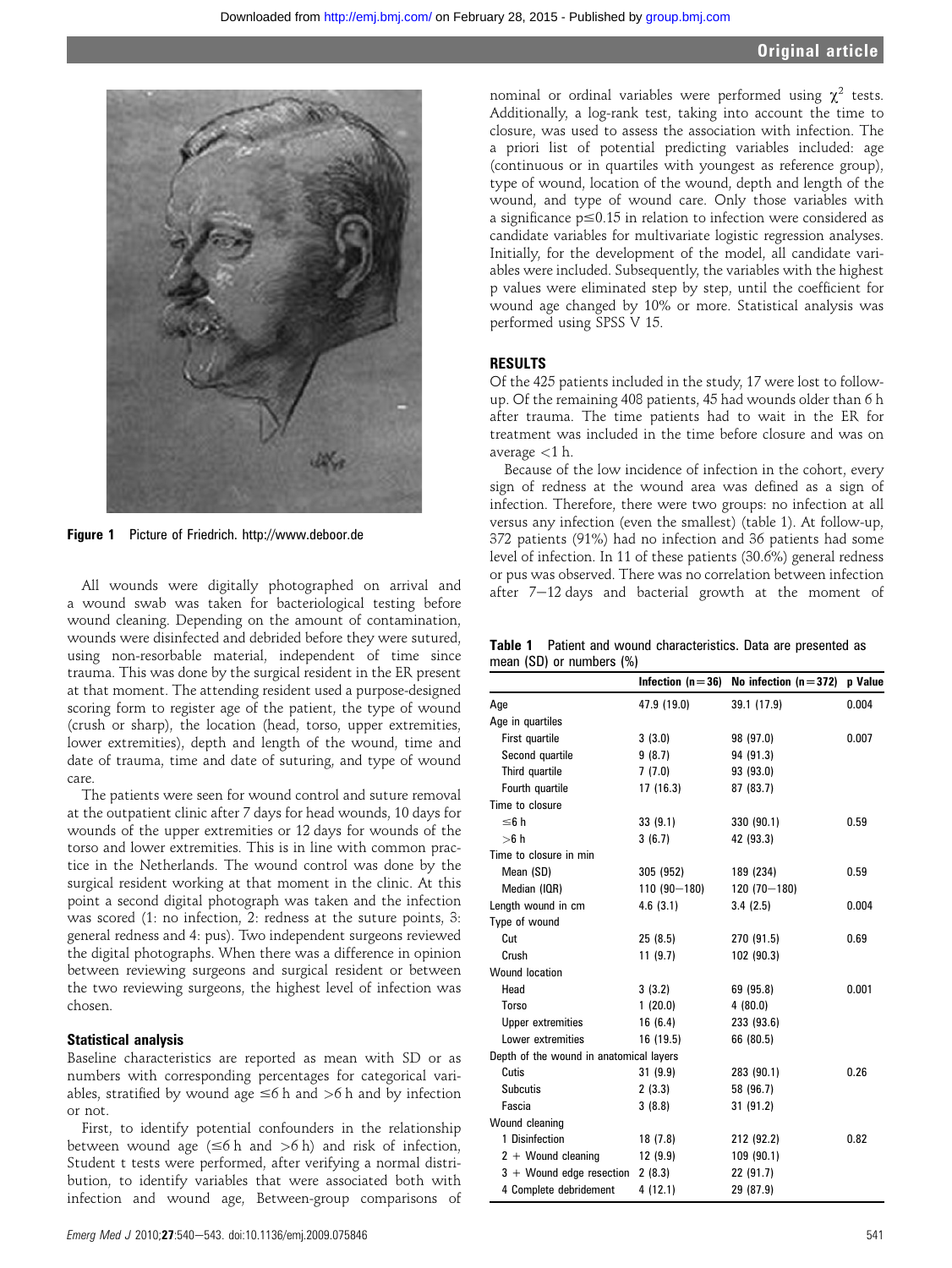Figure 1 Picture of Friedrich. http://www.deboor.de

All wounds were digitally photographed on arrival and a wound swab was taken for bacteriological testing before wound cleaning. Depending on the amount of contamination, wounds were disinfected and debrided before they were sutured, using non-resorbable material, independent of time since trauma. This was done by the surgical resident in the ER present at that moment. The attending resident used a purpose-designed scoring form to register age of the patient, the type of wound (crush or sharp), the location (head, torso, upper extremities, lower extremities), depth and length of the wound, time and date of trauma, time and date of suturing, and type of wound care.

The patients were seen for wound control and suture removal at the outpatient clinic after 7 days for head wounds, 10 days for wounds of the upper extremities or 12 days for wounds of the torso and lower extremities. This is in line with common practice in the Netherlands. The wound control was done by the surgical resident working at that moment in the clinic. At this point a second digital photograph was taken and the infection was scored (1: no infection, 2: redness at the suture points, 3: general redness and 4: pus). Two independent surgeons reviewed the digital photographs. When there was a difference in opinion between reviewing surgeons and surgical resident or between the two reviewing surgeons, the highest level of infection was chosen.

### Statistical analysis

Baseline characteristics are reported as mean with SD or as numbers with corresponding percentages for categorical variables, stratified by wound age ≤6 h and >6 h and by infection or not.

First, to identify potential confounders in the relationship between wound age (≤6 h and >6 h) and risk of infection, Student t tests were performed, after verifying a normal distribution, to identify variables that were associated both with infection and wound age, Between-group comparisons of nominal or ordinal variables were performed using $\chi^2$ tests. Additionally, a log-rank test, taking into account the time to closure, was used to assess the association with infection. The a priori list of potential predicting variables included: age (continuous or in quartiles with youngest as reference group), type of wound, location of the wound, depth and length of the wound, and type of wound care. Only those variables with a significance $p \leq 0.15$ in relation to infection were considered as candidate variables for multivariate logistic regression analyses. Initially, for the development of the model, all candidate variables were included. Subsequently, the variables with the highest p values were eliminated step by step, until the coefficient for wound age changed by 10% or more. Statistical analysis was performed using SPSS V 15.

## RESULTS

Of the 425 patients included in the study, 17 were lost to follow-up. Of the remaining 408 patients, 45 had wounds older than 6 h after trauma. The time patients had to wait in the ER for treatment was included in the time before closure and was on average <1 h.

Because of the low incidence of infection in the cohort, every sign of redness at the wound area was defined as a sign of infection. Therefore, there were two groups: no infection at all versus any infection (even the smallest) (table 1). At follow-up, 372 patients (91%) had no infection and 36 patients had some level of infection. In 11 of these patients (30.6%) general redness or pus was observed. There was no correlation between infection after 7−12 days and bacterial growth at the moment of

**Table 1** Patient and wound characteristics. Data are presented as mean (SD) or numbers (%)

| | Infection (n=36) | No infection (n=372) | p Value |
|---|---|---|---|
| Age | 47.9 (19.0) | 39.1 (17.9) | 0.004 |
| Age in quartiles | | | |
| First quartile | 3 (3.0) | 98 (97.0) | 0.007 |
| Second quartile | 9 (8.7) | 94 (91.3) | |
| Third quartile | 7 (7.0) | 93 (93.0) | |
| Fourth quartile | 17 (16.3) | 87 (83.7) | |
| Time to closure | | | |
| ≤6 h | 33 (9.1) | 330 (90.1) | 0.59 |
| >6 h | 3 (6.7) | 42 (93.3) | |
| Time to closure in min | | | |
| Mean (SD) | 305 (952) | 189 (234) | 0.59 |
| Median (IQR) | 110 (90−180) | 120 (70−180) | |
| Length wound in cm | 4.6 (3.1) | 3.4 (2.5) | 0.004 |
| Type of wound | | | |
| Cut | 25 (8.5) | 270 (91.5) | 0.69 |
| Crush | 11 (9.7) | 102 (90.3) | |
| Wound location | | | |
| Head | 3 (3.2) | 69 (95.8) | 0.001 |
| Torso | 1 (20.0) | 4 (80.0) | |
| Upper extremities | 16 (6.4) | 233 (93.6) | |
| Lower extremities | 16 (19.5) | 66 (80.5) | |
| Depth of the wound in anatomical layers | | | |
| Cutis | 31 (9.9) | 283 (90.1) | 0.26 |
| Subcutis | 2 (3.3) | 58 (96.7) | |
| Fascia | 3 (8.8) | 31 (91.2) | |
| Wound cleaning | | | |
| 1 Disinfection | 18 (7.8) | 212 (92.2) | 0.82 |
| 2 + Wound cleaning | 12 (9.9) | 109 (90.1) | |
| 3 + Wound edge resection | 2 (8.3) | 22 (91.7) | |
| 4 Complete debridement | 4 (12.1) | 29 (87.9) | |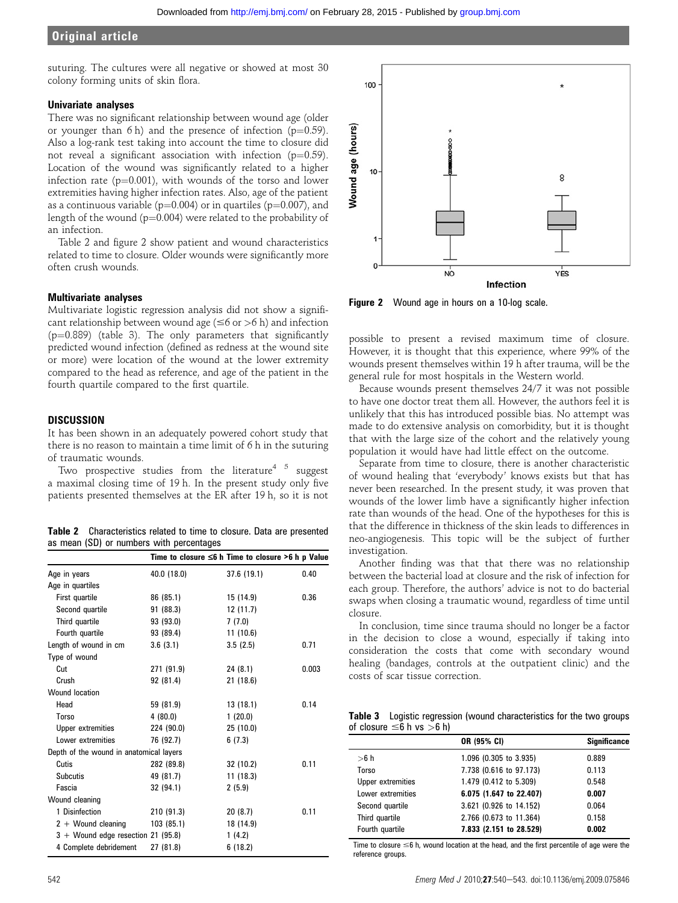suturing. The cultures were all negative or showed at most 30 colony forming units of skin flora.

### Univariate analyses

There was no significant relationship between wound age (older or younger than 6 h) and the presence of infection (p=0.59). Also a log-rank test taking into account the time to closure did not reveal a significant association with infection (p=0.59). Location of the wound was significantly related to a higher infection rate (p=0.001), with wounds of the torso and lower extremities having higher infection rates. Also, age of the patient as a continuous variable (p=0.004) or in quartiles (p=0.007), and length of the wound (p=0.004) were related to the probability of an infection.

Table 2 and figure 2 show patient and wound characteristics related to time to closure. Older wounds were significantly more often crush wounds.

### Multivariate analyses

Multivariate logistic regression analysis did not show a significant relationship between wound age (≤6 or >6 h) and infection (p=0.889) (table 3). The only parameters that significantly predicted wound infection (defined as redness at the wound site or more) were location of the wound at the lower extremity compared to the head as reference, and age of the patient in the fourth quartile compared to the first quartile.

## DISCUSSION

It has been shown in an adequately powered cohort study that there is no reason to maintain a time limit of 6 h in the suturing of traumatic wounds.

Two prospective studies from the literature[4 5] suggest a maximal closing time of 19 h. In the present study only five patients presented themselves at the ER after 19 h, so it is not possible to present a revised maximum time of closure. However, it is thought that this experience, where 99% of the wounds present themselves within 19 h after trauma, will be the general rule for most hospitals in the Western world.

Because wounds present themselves 24/7 it was not possible to have one doctor treat them all. However, the authors feel it is unlikely that this has introduced possible bias. No attempt was made to do extensive analysis on comorbidity, but it is thought that with the large size of the cohort and the relatively young population it would have had little effect on the outcome.

Separate from time to closure, there is another characteristic of wound healing that 'everybody' knows exists but that has never been researched. In the present study, it was proven that wounds of the lower limb have a significantly higher infection rate than wounds of the head. One of the hypotheses for this is that the difference in thickness of the skin leads to differences in neo-angiogenesis. This topic will be the subject of further investigation.

Another finding was that that there was no relationship between the bacterial load at closure and the risk of infection for each group. Therefore, the authors' advice is not to do bacterial swaps when closing a traumatic wound, regardless of time until closure.

In conclusion, time since trauma should no longer be a factor in the decision to close a wound, especially if taking into consideration the costs that come with secondary wound healing (bandages, controls at the outpatient clinic) and the costs of scar tissue correction.

**Table 2** Characteristics related to time to closure. Data are presented as mean (SD) or numbers with percentages

| | Time to closure ≤6 h | Time to closure >6 h | p Value |
|---|---|---|---|
| Age in years | 40.0 (18.0) | 37.6 (19.1) | 0.40 |
| Age in quartiles | | | |
| First quartile | 86 (85.1) | 15 (14.9) | 0.36 |
| Second quartile | 91 (88.3) | 12 (11.7) | |
| Third quartile | 93 (93.0) | 7 (7.0) | |
| Fourth quartile | 93 (89.4) | 11 (10.6) | |
| Length of wound in cm | 3.6 (3.1) | 3.5 (2.5) | 0.71 |
| Type of wound | | | |
| Cut | 271 (91.9) | 24 (8.1) | 0.003 |
| Crush | 92 (81.4) | 21 (18.6) | |
| Wound location | | | |
| Head | 59 (81.9) | 13 (18.1) | 0.14 |
| Torso | 4 (80.0) | 1 (20.0) | |
| Upper extremities | 224 (90.0) | 25 (10.0) | |
| Lower extremities | 76 (92.7) | 6 (7.3) | |
| Depth of the wound in anatomical layers | | | |
| Cutis | 282 (89.8) | 32 (10.2) | 0.11 |
| Subcutis | 49 (81.7) | 11 (18.3) | |
| Fascia | 32 (94.1) | 2 (5.9) | |
| Wound cleaning | | | |
| 1 Disinfection | 210 (91.3) | 20 (8.7) | 0.11 |
| 2 + Wound cleaning | 103 (85.1) | 18 (14.9) | |
| 3 + Wound edge resection | 21 (95.8) | 1 (4.2) | |
| 4 Complete debridement | 27 (81.8) | 6 (18.2) | |

**Figure 2** Wound age in hours on a 10-log scale.

**Table 3** Logistic regression (wound characteristics for the two groups of closure ≤6 h vs >6 h)

| | OR (95% CI) | Significance |
|---|---|---|
| >6 h | 1.096 (0.305 to 3.935) | 0.889 |
| Torso | 7.738 (0.616 to 97.173) | 0.113 |
| Upper extremities | 1.479 (0.412 to 5.309) | 0.548 |
| Lower extremities | **6.075 (1.647 to 22.407)** | **0.007** |
| Second quartile | 3.621 (0.926 to 14.152) | 0.064 |
| Third quartile | 2.766 (0.673 to 11.364) | 0.158 |
| Fourth quartile | **7.833 (2.151 to 28.529)** | **0.002** |

Time to closure ≤6 h, wound location at the head, and the first percentile of age were the reference groups.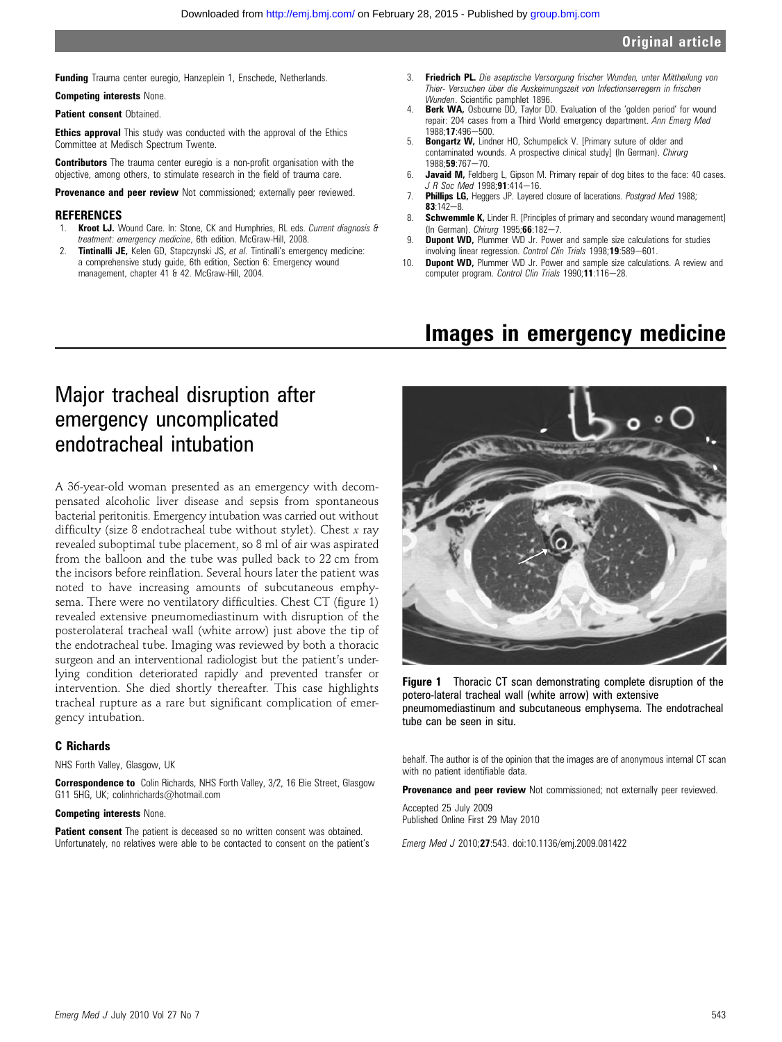**Funding** Trauma center euregio, Hanzeplein 1, Enschede, Netherlands.

**Competing interests** None.

**Patient consent** Obtained.

**Ethics approval** This study was conducted with the approval of the Ethics Committee at Medisch Spectrum Twente.

**Contributors** The trauma center euregio is a non-profit organisation with the objective, among others, to stimulate research in the field of trauma care.

**Provenance and peer review** Not commissioned; externally peer reviewed.

## REFERENCES

1. **Kroot LJ.** Wound Care. In: Stone, CK and Humphries, RL eds. *Current diagnosis & treatment: emergency medicine*, 6th edition. McGraw-Hill, 2008.
2. **Tintinalli JE,** Kelen GD, Stapczynski JS, *et al*. Tintinalli's emergency medicine: a comprehensive study guide, 6th edition, Section 6: Emergency wound management, chapter 41 & 42. McGraw-Hill, 2004.
3. **Friedrich PL.** *Die aseptische Versorgung frischer Wunden, unter Mittheilung von Thier- Versuchen über die Auskeimungszeit von Infectionserregern in frischen Wunden*. Scientific pamphlet 1896.
4. **Berk WA,** Osbourne DD, Taylor DD. Evaluation of the 'golden period' for wound repair: 204 cases from a Third World emergency department. *Ann Emerg Med* 1988;**17**:496—500.
5. **Bongartz W,** Lindner HO, Schumpelick V. [Primary suture of older and contaminated wounds. A prospective clinical study] (In German). *Chirurg* 1988;**59**:767—70.
6. **Javaid M,** Feldberg L, Gipson M. Primary repair of dog bites to the face: 40 cases. *J R Soc Med* 1998;**91**:414—16.
7. **Phillips LG,** Heggers JP. Layered closure of lacerations. *Postgrad Med* 1988; **83**:142—8.
8. **Schwemmle K,** Linder R. [Principles of primary and secondary wound management] (In German). *Chirurg* 1995;**66**:182—7.
9. **Dupont WD,** Plummer WD Jr. Power and sample size calculations for studies involving linear regression. *Control Clin Trials* 1998;**19**:589—601.
10. **Dupont WD,** Plummer WD Jr. Power and sample size calculations. A review and computer program. *Control Clin Trials* 1990;**11**:116—28.

# Images in emergency medicine

## Major tracheal disruption after emergency uncomplicated endotracheal intubation

A 36-year-old woman presented as an emergency with decompensated alcoholic liver disease and sepsis from spontaneous bacterial peritonitis. Emergency intubation was carried out without difficulty (size 8 endotracheal tube without stylet). Chest *x* ray revealed suboptimal tube placement, so 8 ml of air was aspirated from the balloon and the tube was pulled back to 22 cm from the incisors before reinflation. Several hours later the patient was noted to have increasing amounts of subcutaneous emphysema. There were no ventilatory difficulties. Chest CT (figure 1) revealed extensive pneumomediastinum with disruption of the posterolateral tracheal wall (white arrow) just above the tip of the endotracheal tube. Imaging was reviewed by both a thoracic surgeon and an interventional radiologist but the patient's underlying condition deteriorated rapidly and prevented transfer or intervention. She died shortly thereafter. This case highlights tracheal rupture as a rare but significant complication of emergency intubation.

**Figure 1** Thoracic CT scan demonstrating complete disruption of the potero-lateral tracheal wall (white arrow) with extensive pneumomediastinum and subcutaneous emphysema. The endotracheal tube can be seen in situ.

### C Richards

NHS Forth Valley, Glasgow, UK

**Correspondence to** Colin Richards, NHS Forth Valley, 3/2, 16 Elie Street, Glasgow G11 5HG, UK; colinhrichards@hotmail.com

**Competing interests** None.

**Patient consent** The patient is deceased so no written consent was obtained. Unfortunately, no relatives were able to be contacted to consent on the patient's behalf. The author is of the opinion that the images are of anonymous internal CT scan with no patient identifiable data.

**Provenance and peer review** Not commissioned; not externally peer reviewed.

Accepted 25 July 2009
Published Online First 29 May 2010

*Emerg Med J* 2010;**27**:543. doi:10.1136/emj.2009.081422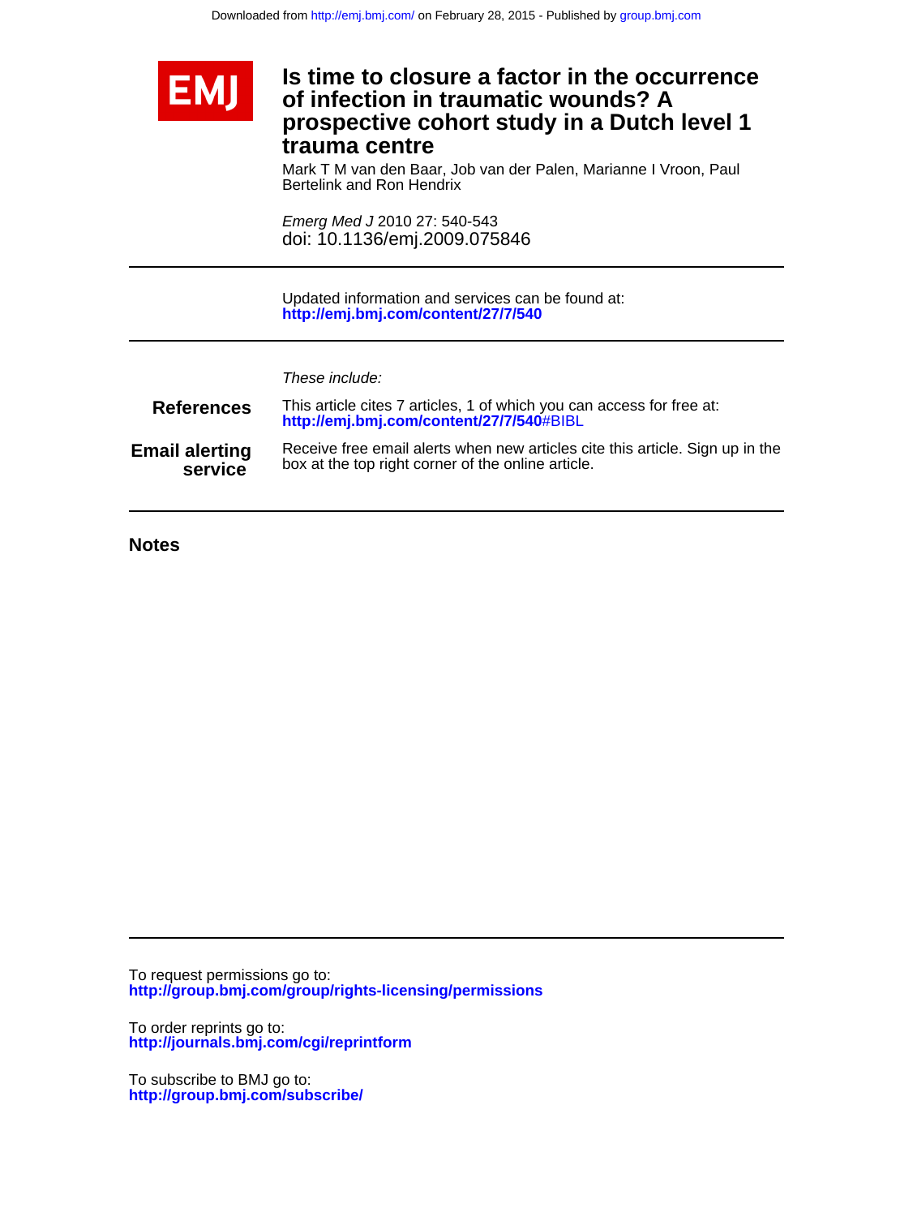Downloaded from http://emj.bmj.com/ on February 28, 2015 - Published by group.bmj.com

EMJ

# Is time to closure a factor in the occurrence of infection in traumatic wounds? A prospective cohort study in a Dutch level 1 trauma centre

Mark T M van den Baar, Job van der Palen, Marianne I Vroon, Paul Bertelink and Ron Hendrix

*Emerg Med J* 2010 27: 540-543
doi: 10.1136/emj.2009.075846

---

Updated information and services can be found at:
**http://emj.bmj.com/content/27/7/540**

---

*These include:*

**References**
This article cites 7 articles, 1 of which you can access for free at:
**http://emj.bmj.com/content/27/7/540**#BIBL

**Email alerting service**
Receive free email alerts when new articles cite this article. Sign up in the box at the top right corner of the online article.

---

## Notes

---

To request permissions go to:
**http://group.bmj.com/group/rights-licensing/permissions**

To order reprints go to:
**http://journals.bmj.com/cgi/reprintform**

To subscribe to BMJ go to:
**http://group.bmj.com/subscribe/**